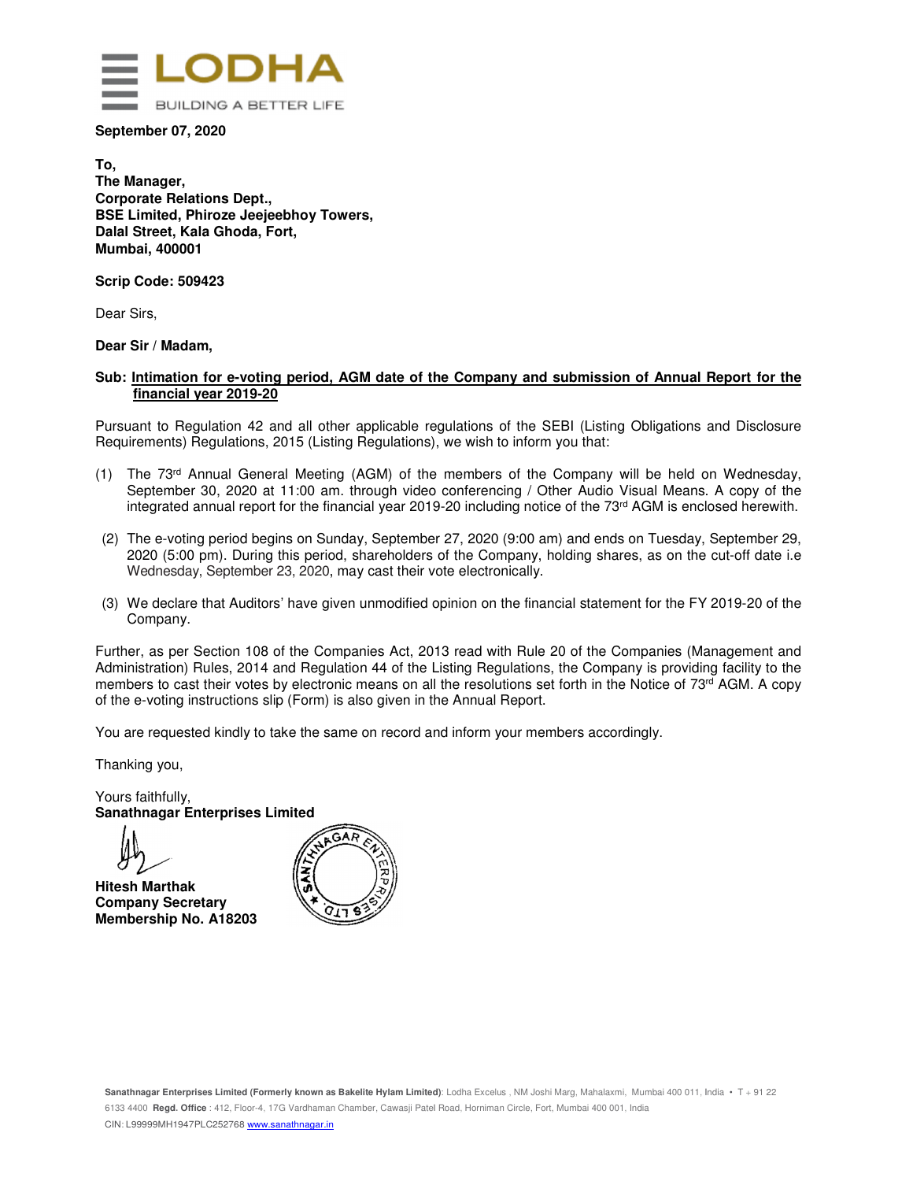LODHA

BUILDING A BETTER LIFE

**September 07, 2020**

**To,**
**The Manager,**
**Corporate Relations Dept.,**
**BSE Limited, Phiroze Jeejeebhoy Towers,**
**Dalal Street, Kala Ghoda, Fort,**
**Mumbai, 400001**

**Scrip Code: 509423**

Dear Sirs,

**Dear Sir / Madam,**

**Sub: Intimation for e-voting period, AGM date of the Company and submission of Annual Report for the financial year 2019-20**

Pursuant to Regulation 42 and all other applicable regulations of the SEBI (Listing Obligations and Disclosure Requirements) Regulations, 2015 (Listing Regulations), we wish to inform you that:

(1) The 73rd Annual General Meeting (AGM) of the members of the Company will be held on Wednesday, September 30, 2020 at 11:00 am. through video conferencing / Other Audio Visual Means. A copy of the integrated annual report for the financial year 2019-20 including notice of the 73rd AGM is enclosed herewith.

(2) The e-voting period begins on Sunday, September 27, 2020 (9:00 am) and ends on Tuesday, September 29, 2020 (5:00 pm). During this period, shareholders of the Company, holding shares, as on the cut-off date i.e Wednesday, September 23, 2020, may cast their vote electronically.

(3) We declare that Auditors' have given unmodified opinion on the financial statement for the FY 2019-20 of the Company.

Further, as per Section 108 of the Companies Act, 2013 read with Rule 20 of the Companies (Management and Administration) Rules, 2014 and Regulation 44 of the Listing Regulations, the Company is providing facility to the members to cast their votes by electronic means on all the resolutions set forth in the Notice of 73rd AGM. A copy of the e-voting instructions slip (Form) is also given in the Annual Report.

You are requested kindly to take the same on record and inform your members accordingly.

Thanking you,

Yours faithfully,
**Sanathnagar Enterprises Limited**

**Hitesh Marthak**
**Company Secretary**
**Membership No. A18203**

**Sanathnagar Enterprises Limited (Formerly known as Bakelite Hylam Limited)**: Lodha Excelus , NM Joshi Marg, Mahalaxmi, Mumbai 400 011, India • T + 91 22 6133 4400 **Regd. Office** : 412, Floor-4, 17G Vardhaman Chamber, Cawasji Patel Road, Horniman Circle, Fort, Mumbai 400 001, India
CIN: L99999MH1947PLC252768 www.sanathnagar.in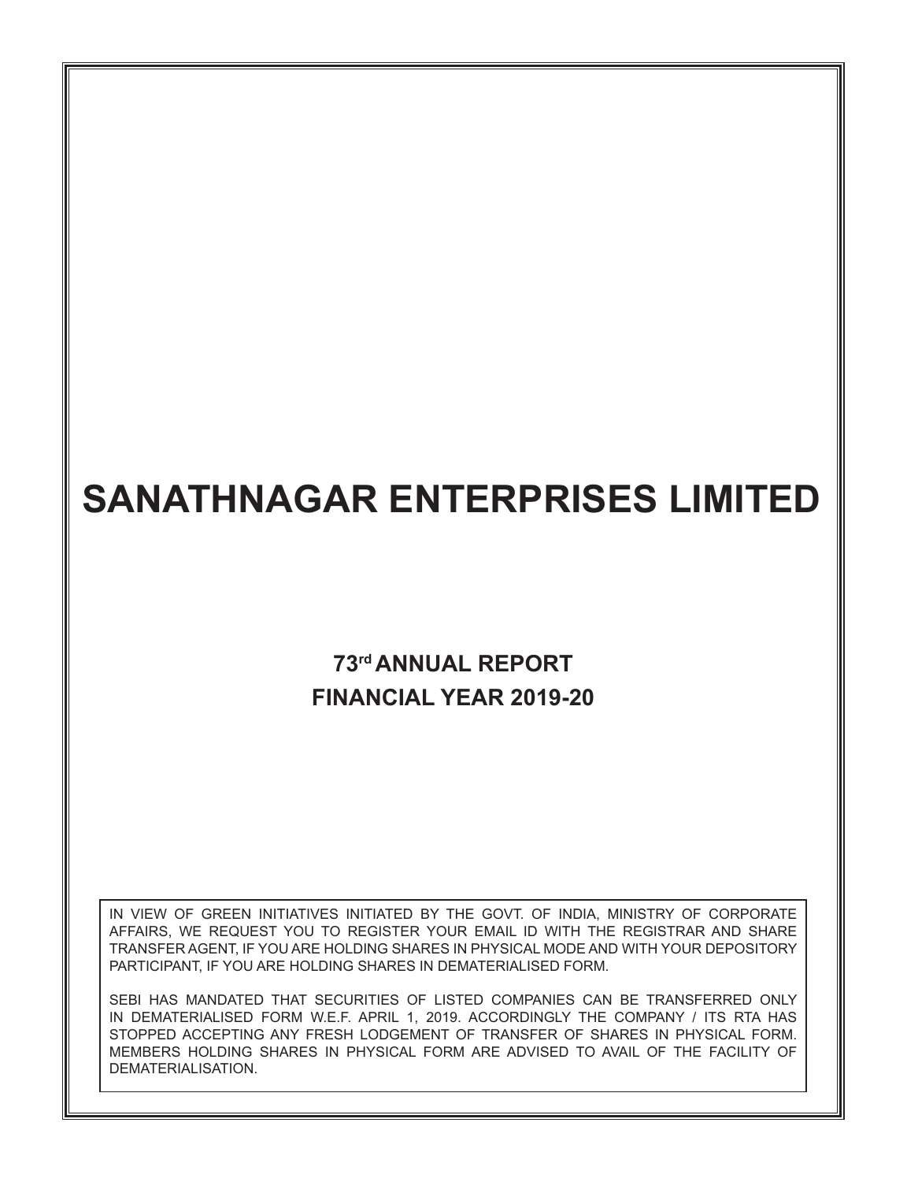# SANATHNAGAR ENTERPRISES LIMITED

## 73rd ANNUAL REPORT
## FINANCIAL YEAR 2019-20

IN VIEW OF GREEN INITIATIVES INITIATED BY THE GOVT. OF INDIA, MINISTRY OF CORPORATE AFFAIRS, WE REQUEST YOU TO REGISTER YOUR EMAIL ID WITH THE REGISTRAR AND SHARE TRANSFER AGENT, IF YOU ARE HOLDING SHARES IN PHYSICAL MODE AND WITH YOUR DEPOSITORY PARTICIPANT, IF YOU ARE HOLDING SHARES IN DEMATERIALISED FORM.

SEBI HAS MANDATED THAT SECURITIES OF LISTED COMPANIES CAN BE TRANSFERRED ONLY IN DEMATERIALISED FORM W.E.F. APRIL 1, 2019. ACCORDINGLY THE COMPANY / ITS RTA HAS STOPPED ACCEPTING ANY FRESH LODGEMENT OF TRANSFER OF SHARES IN PHYSICAL FORM. MEMBERS HOLDING SHARES IN PHYSICAL FORM ARE ADVISED TO AVAIL OF THE FACILITY OF DEMATERIALISATION.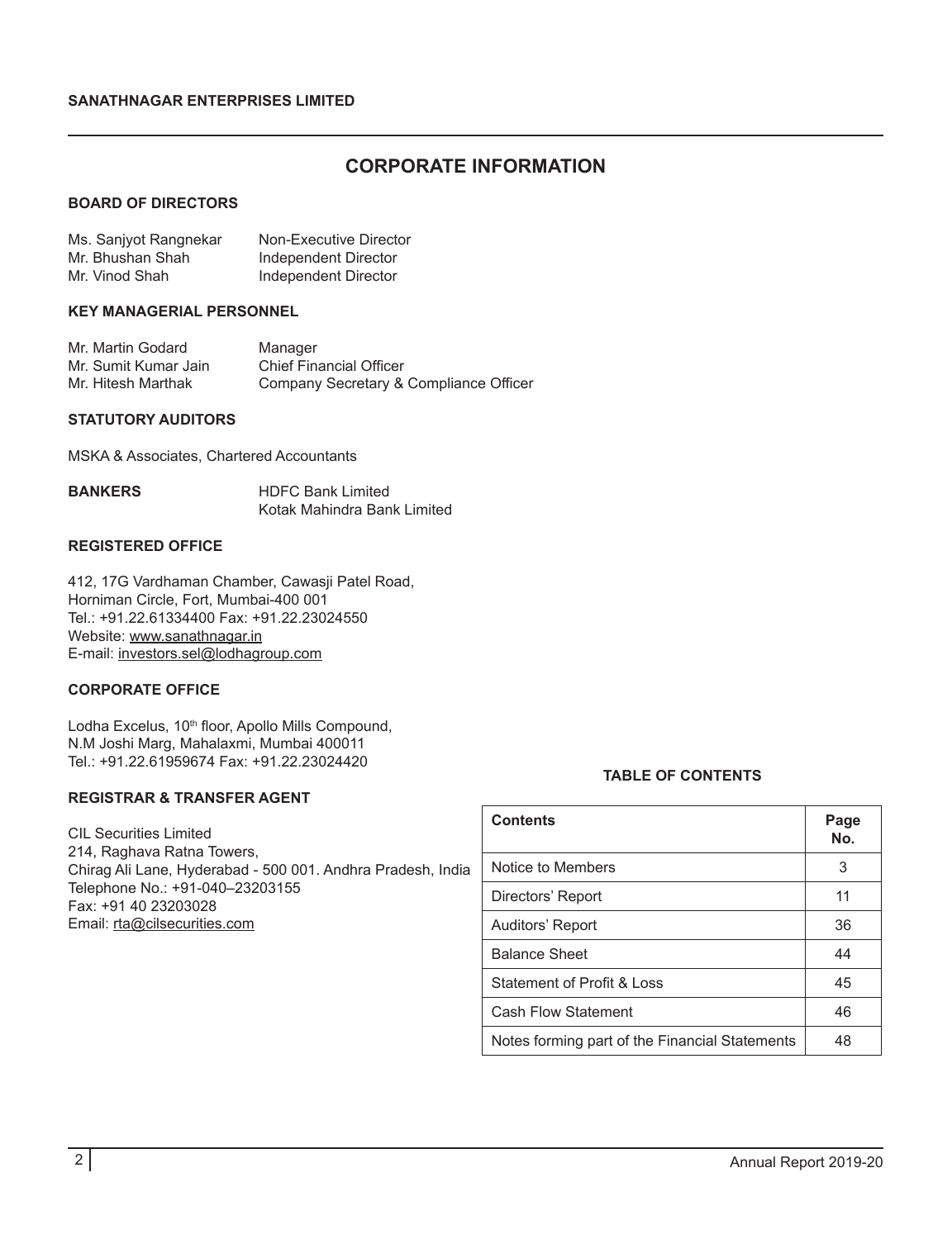# CORPORATE INFORMATION

## BOARD OF DIRECTORS

| | |
|---|---|
| Ms. Sanjyot Rangnekar | Non-Executive Director |
| Mr. Bhushan Shah | Independent Director |
| Mr. Vinod Shah | Independent Director |

## KEY MANAGERIAL PERSONNEL

| | |
|---|---|
| Mr. Martin Godard | Manager |
| Mr. Sumit Kumar Jain | Chief Financial Officer |
| Mr. Hitesh Marthak | Company Secretary & Compliance Officer |

## STATUTORY AUDITORS

MSKA & Associates, Chartered Accountants

**BANKERS**

HDFC Bank Limited
Kotak Mahindra Bank Limited

## REGISTERED OFFICE

412, 17G Vardhaman Chamber, Cawasji Patel Road,
Horniman Circle, Fort, Mumbai-400 001
Tel.: +91.22.61334400 Fax: +91.22.23024550
Website: www.sanathnagar.in
E-mail: investors.sel@lodhagroup.com

## CORPORATE OFFICE

Lodha Excelus, 10th floor, Apollo Mills Compound,
N.M Joshi Marg, Mahalaxmi, Mumbai 400011
Tel.: +91.22.61959674 Fax: +91.22.23024420

## REGISTRAR & TRANSFER AGENT

CIL Securities Limited
214, Raghava Ratna Towers,
Chirag Ali Lane, Hyderabad - 500 001. Andhra Pradesh, India
Telephone No.: +91-040–23203155
Fax: +91 40 23203028
Email: rta@cilsecurities.com

## TABLE OF CONTENTS

| Contents | Page No. |
|---|---|
| Notice to Members | 3 |
| Directors' Report | 11 |
| Auditors' Report | 36 |
| Balance Sheet | 44 |
| Statement of Profit & Loss | 45 |
| Cash Flow Statement | 46 |
| Notes forming part of the Financial Statements | 48 |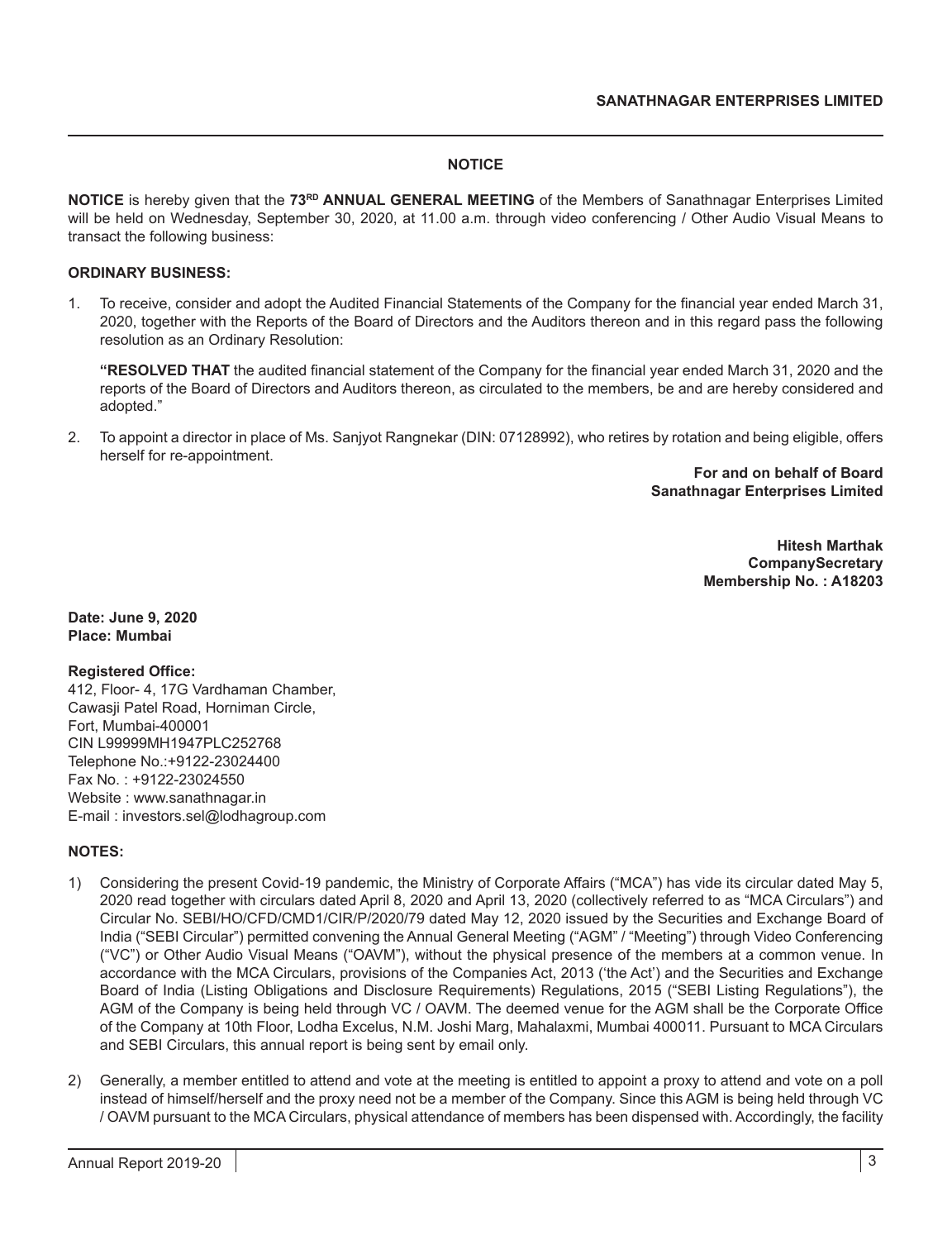## NOTICE

**NOTICE** is hereby given that the **73[RD] ANNUAL GENERAL MEETING** of the Members of Sanathnagar Enterprises Limited will be held on Wednesday, September 30, 2020, at 11.00 a.m. through video conferencing / Other Audio Visual Means to transact the following business:

**ORDINARY BUSINESS:**

1. To receive, consider and adopt the Audited Financial Statements of the Company for the financial year ended March 31, 2020, together with the Reports of the Board of Directors and the Auditors thereon and in this regard pass the following resolution as an Ordinary Resolution:

   **"RESOLVED THAT** the audited financial statement of the Company for the financial year ended March 31, 2020 and the reports of the Board of Directors and Auditors thereon, as circulated to the members, be and are hereby considered and adopted."

2. To appoint a director in place of Ms. Sanjyot Rangnekar (DIN: 07128992), who retires by rotation and being eligible, offers herself for re-appointment.

**For and on behalf of Board**
**Sanathnagar Enterprises Limited**

**Hitesh Marthak**
**CompanySecretary**
**Membership No. : A18203**

**Date: June 9, 2020**
**Place: Mumbai**

**Registered Office:**
412, Floor- 4, 17G Vardhaman Chamber,
Cawasji Patel Road, Horniman Circle,
Fort, Mumbai-400001
CIN L99999MH1947PLC252768
Telephone No.:+9122-23024400
Fax No. : +9122-23024550
Website : www.sanathnagar.in
E-mail : investors.sel@lodhagroup.com

**NOTES:**

1) Considering the present Covid-19 pandemic, the Ministry of Corporate Affairs ("MCA") has vide its circular dated May 5, 2020 read together with circulars dated April 8, 2020 and April 13, 2020 (collectively referred to as "MCA Circulars") and Circular No. SEBI/HO/CFD/CMD1/CIR/P/2020/79 dated May 12, 2020 issued by the Securities and Exchange Board of India ("SEBI Circular") permitted convening the Annual General Meeting ("AGM" / "Meeting") through Video Conferencing ("VC") or Other Audio Visual Means ("OAVM"), without the physical presence of the members at a common venue. In accordance with the MCA Circulars, provisions of the Companies Act, 2013 ('the Act') and the Securities and Exchange Board of India (Listing Obligations and Disclosure Requirements) Regulations, 2015 ("SEBI Listing Regulations"), the AGM of the Company is being held through VC / OAVM. The deemed venue for the AGM shall be the Corporate Office of the Company at 10th Floor, Lodha Excelus, N.M. Joshi Marg, Mahalaxmi, Mumbai 400011. Pursuant to MCA Circulars and SEBI Circulars, this annual report is being sent by email only.

2) Generally, a member entitled to attend and vote at the meeting is entitled to appoint a proxy to attend and vote on a poll instead of himself/herself and the proxy need not be a member of the Company. Since this AGM is being held through VC / OAVM pursuant to the MCA Circulars, physical attendance of members has been dispensed with. Accordingly, the facility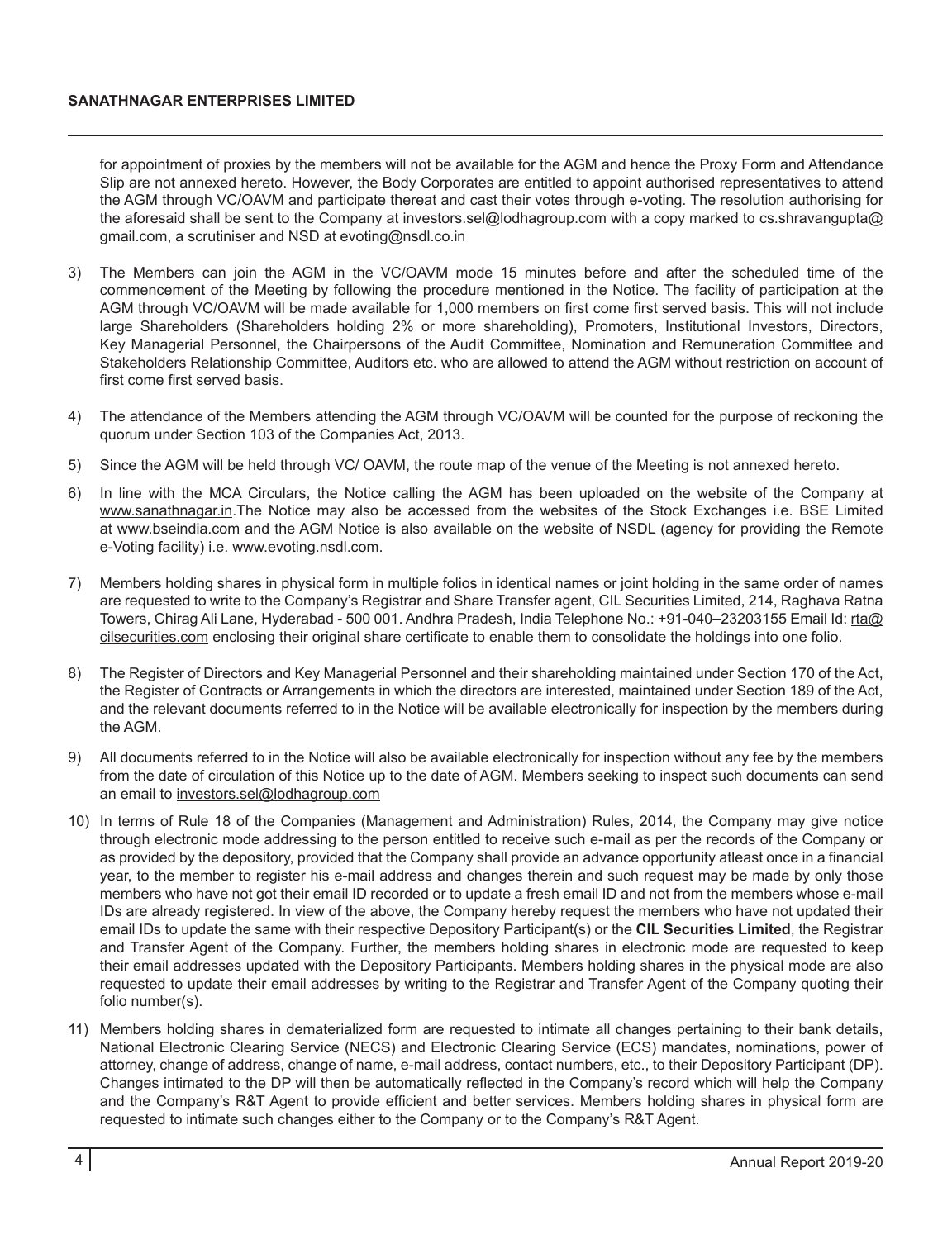for appointment of proxies by the members will not be available for the AGM and hence the Proxy Form and Attendance Slip are not annexed hereto. However, the Body Corporates are entitled to appoint authorised representatives to attend the AGM through VC/OAVM and participate thereat and cast their votes through e-voting. The resolution authorising for the aforesaid shall be sent to the Company at investors.sel@lodhagroup.com with a copy marked to cs.shravangupta@gmail.com, a scrutiniser and NSD at evoting@nsdl.co.in

3) The Members can join the AGM in the VC/OAVM mode 15 minutes before and after the scheduled time of the commencement of the Meeting by following the procedure mentioned in the Notice. The facility of participation at the AGM through VC/OAVM will be made available for 1,000 members on first come first served basis. This will not include large Shareholders (Shareholders holding 2% or more shareholding), Promoters, Institutional Investors, Directors, Key Managerial Personnel, the Chairpersons of the Audit Committee, Nomination and Remuneration Committee and Stakeholders Relationship Committee, Auditors etc. who are allowed to attend the AGM without restriction on account of first come first served basis.

4) The attendance of the Members attending the AGM through VC/OAVM will be counted for the purpose of reckoning the quorum under Section 103 of the Companies Act, 2013.

5) Since the AGM will be held through VC/ OAVM, the route map of the venue of the Meeting is not annexed hereto.

6) In line with the MCA Circulars, the Notice calling the AGM has been uploaded on the website of the Company at www.sanathnagar.in.The Notice may also be accessed from the websites of the Stock Exchanges i.e. BSE Limited at www.bseindia.com and the AGM Notice is also available on the website of NSDL (agency for providing the Remote e-Voting facility) i.e. www.evoting.nsdl.com.

7) Members holding shares in physical form in multiple folios in identical names or joint holding in the same order of names are requested to write to the Company's Registrar and Share Transfer agent, CIL Securities Limited, 214, Raghava Ratna Towers, Chirag Ali Lane, Hyderabad - 500 001. Andhra Pradesh, India Telephone No.: +91-040–23203155 Email Id: rta@cilsecurities.com enclosing their original share certificate to enable them to consolidate the holdings into one folio.

8) The Register of Directors and Key Managerial Personnel and their shareholding maintained under Section 170 of the Act, the Register of Contracts or Arrangements in which the directors are interested, maintained under Section 189 of the Act, and the relevant documents referred to in the Notice will be available electronically for inspection by the members during the AGM.

9) All documents referred to in the Notice will also be available electronically for inspection without any fee by the members from the date of circulation of this Notice up to the date of AGM. Members seeking to inspect such documents can send an email to investors.sel@lodhagroup.com

10) In terms of Rule 18 of the Companies (Management and Administration) Rules, 2014, the Company may give notice through electronic mode addressing to the person entitled to receive such e-mail as per the records of the Company or as provided by the depository, provided that the Company shall provide an advance opportunity atleast once in a financial year, to the member to register his e-mail address and changes therein and such request may be made by only those members who have not got their email ID recorded or to update a fresh email ID and not from the members whose e-mail IDs are already registered. In view of the above, the Company hereby request the members who have not updated their email IDs to update the same with their respective Depository Participant(s) or the **CIL Securities Limited**, the Registrar and Transfer Agent of the Company. Further, the members holding shares in electronic mode are requested to keep their email addresses updated with the Depository Participants. Members holding shares in the physical mode are also requested to update their email addresses by writing to the Registrar and Transfer Agent of the Company quoting their folio number(s).

11) Members holding shares in dematerialized form are requested to intimate all changes pertaining to their bank details, National Electronic Clearing Service (NECS) and Electronic Clearing Service (ECS) mandates, nominations, power of attorney, change of address, change of name, e-mail address, contact numbers, etc., to their Depository Participant (DP). Changes intimated to the DP will then be automatically reflected in the Company's record which will help the Company and the Company's R&T Agent to provide efficient and better services. Members holding shares in physical form are requested to intimate such changes either to the Company or to the Company's R&T Agent.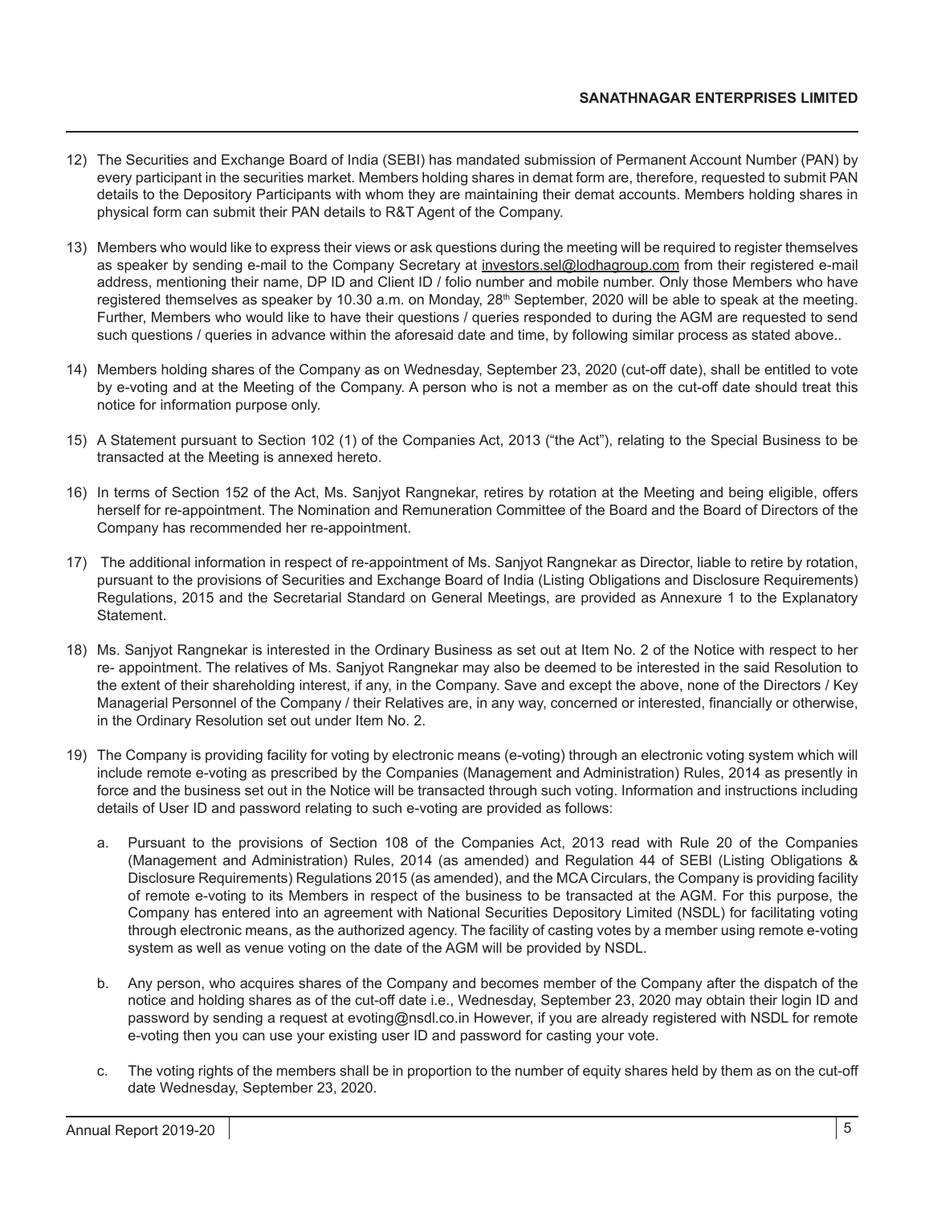12) The Securities and Exchange Board of India (SEBI) has mandated submission of Permanent Account Number (PAN) by every participant in the securities market. Members holding shares in demat form are, therefore, requested to submit PAN details to the Depository Participants with whom they are maintaining their demat accounts. Members holding shares in physical form can submit their PAN details to R&T Agent of the Company.

13) Members who would like to express their views or ask questions during the meeting will be required to register themselves as speaker by sending e-mail to the Company Secretary at investors.sel@lodhagroup.com from their registered e-mail address, mentioning their name, DP ID and Client ID / folio number and mobile number. Only those Members who have registered themselves as speaker by 10.30 a.m. on Monday, 28th September, 2020 will be able to speak at the meeting. Further, Members who would like to have their questions / queries responded to during the AGM are requested to send such questions / queries in advance within the aforesaid date and time, by following similar process as stated above..

14) Members holding shares of the Company as on Wednesday, September 23, 2020 (cut-off date), shall be entitled to vote by e-voting and at the Meeting of the Company. A person who is not a member as on the cut-off date should treat this notice for information purpose only.

15) A Statement pursuant to Section 102 (1) of the Companies Act, 2013 ("the Act"), relating to the Special Business to be transacted at the Meeting is annexed hereto.

16) In terms of Section 152 of the Act, Ms. Sanjyot Rangnekar, retires by rotation at the Meeting and being eligible, offers herself for re-appointment. The Nomination and Remuneration Committee of the Board and the Board of Directors of the Company has recommended her re-appointment.

17) The additional information in respect of re-appointment of Ms. Sanjyot Rangnekar as Director, liable to retire by rotation, pursuant to the provisions of Securities and Exchange Board of India (Listing Obligations and Disclosure Requirements) Regulations, 2015 and the Secretarial Standard on General Meetings, are provided as Annexure 1 to the Explanatory Statement.

18) Ms. Sanjyot Rangnekar is interested in the Ordinary Business as set out at Item No. 2 of the Notice with respect to her re- appointment. The relatives of Ms. Sanjyot Rangnekar may also be deemed to be interested in the said Resolution to the extent of their shareholding interest, if any, in the Company. Save and except the above, none of the Directors / Key Managerial Personnel of the Company / their Relatives are, in any way, concerned or interested, financially or otherwise, in the Ordinary Resolution set out under Item No. 2.

19) The Company is providing facility for voting by electronic means (e-voting) through an electronic voting system which will include remote e-voting as prescribed by the Companies (Management and Administration) Rules, 2014 as presently in force and the business set out in the Notice will be transacted through such voting. Information and instructions including details of User ID and password relating to such e-voting are provided as follows:

    a. Pursuant to the provisions of Section 108 of the Companies Act, 2013 read with Rule 20 of the Companies (Management and Administration) Rules, 2014 (as amended) and Regulation 44 of SEBI (Listing Obligations & Disclosure Requirements) Regulations 2015 (as amended), and the MCA Circulars, the Company is providing facility of remote e-voting to its Members in respect of the business to be transacted at the AGM. For this purpose, the Company has entered into an agreement with National Securities Depository Limited (NSDL) for facilitating voting through electronic means, as the authorized agency. The facility of casting votes by a member using remote e-voting system as well as venue voting on the date of the AGM will be provided by NSDL.

    b. Any person, who acquires shares of the Company and becomes member of the Company after the dispatch of the notice and holding shares as of the cut-off date i.e., Wednesday, September 23, 2020 may obtain their login ID and password by sending a request at evoting@nsdl.co.in However, if you are already registered with NSDL for remote e-voting then you can use your existing user ID and password for casting your vote.

    c. The voting rights of the members shall be in proportion to the number of equity shares held by them as on the cut-off date Wednesday, September 23, 2020.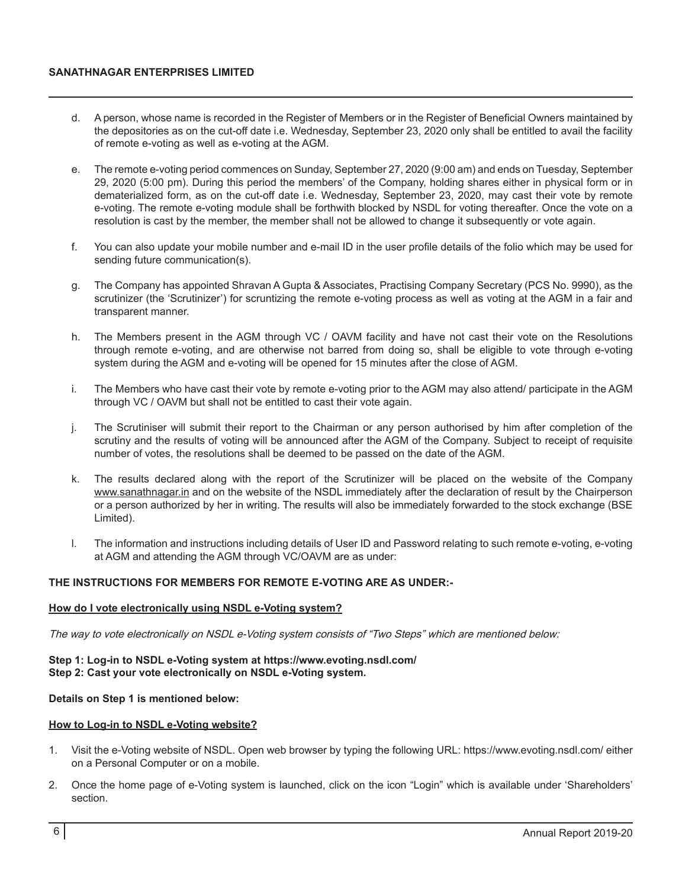d. A person, whose name is recorded in the Register of Members or in the Register of Beneficial Owners maintained by the depositories as on the cut-off date i.e. Wednesday, September 23, 2020 only shall be entitled to avail the facility of remote e-voting as well as e-voting at the AGM.

e. The remote e-voting period commences on Sunday, September 27, 2020 (9:00 am) and ends on Tuesday, September 29, 2020 (5:00 pm). During this period the members' of the Company, holding shares either in physical form or in dematerialized form, as on the cut-off date i.e. Wednesday, September 23, 2020, may cast their vote by remote e-voting. The remote e-voting module shall be forthwith blocked by NSDL for voting thereafter. Once the vote on a resolution is cast by the member, the member shall not be allowed to change it subsequently or vote again.

f. You can also update your mobile number and e-mail ID in the user profile details of the folio which may be used for sending future communication(s).

g. The Company has appointed Shravan A Gupta & Associates, Practising Company Secretary (PCS No. 9990), as the scrutinizer (the 'Scrutinizer') for scruntizing the remote e-voting process as well as voting at the AGM in a fair and transparent manner.

h. The Members present in the AGM through VC / OAVM facility and have not cast their vote on the Resolutions through remote e-voting, and are otherwise not barred from doing so, shall be eligible to vote through e-voting system during the AGM and e-voting will be opened for 15 minutes after the close of AGM.

i. The Members who have cast their vote by remote e-voting prior to the AGM may also attend/ participate in the AGM through VC / OAVM but shall not be entitled to cast their vote again.

j. The Scrutiniser will submit their report to the Chairman or any person authorised by him after completion of the scrutiny and the results of voting will be announced after the AGM of the Company. Subject to receipt of requisite number of votes, the resolutions shall be deemed to be passed on the date of the AGM.

k. The results declared along with the report of the Scrutinizer will be placed on the website of the Company www.sanathnagar.in and on the website of the NSDL immediately after the declaration of result by the Chairperson or a person authorized by her in writing. The results will also be immediately forwarded to the stock exchange (BSE Limited).

l. The information and instructions including details of User ID and Password relating to such remote e-voting, e-voting at AGM and attending the AGM through VC/OAVM are as under:

**THE INSTRUCTIONS FOR MEMBERS FOR REMOTE E-VOTING ARE AS UNDER:-**

**How do I vote electronically using NSDL e-Voting system?**

*The way to vote electronically on NSDL e-Voting system consists of "Two Steps" which are mentioned below:*

**Step 1: Log-in to NSDL e-Voting system at https://www.evoting.nsdl.com/**
**Step 2: Cast your vote electronically on NSDL e-Voting system.**

**Details on Step 1 is mentioned below:**

**How to Log-in to NSDL e-Voting website?**

1. Visit the e-Voting website of NSDL. Open web browser by typing the following URL: https://www.evoting.nsdl.com/ either on a Personal Computer or on a mobile.

2. Once the home page of e-Voting system is launched, click on the icon "Login" which is available under 'Shareholders' section.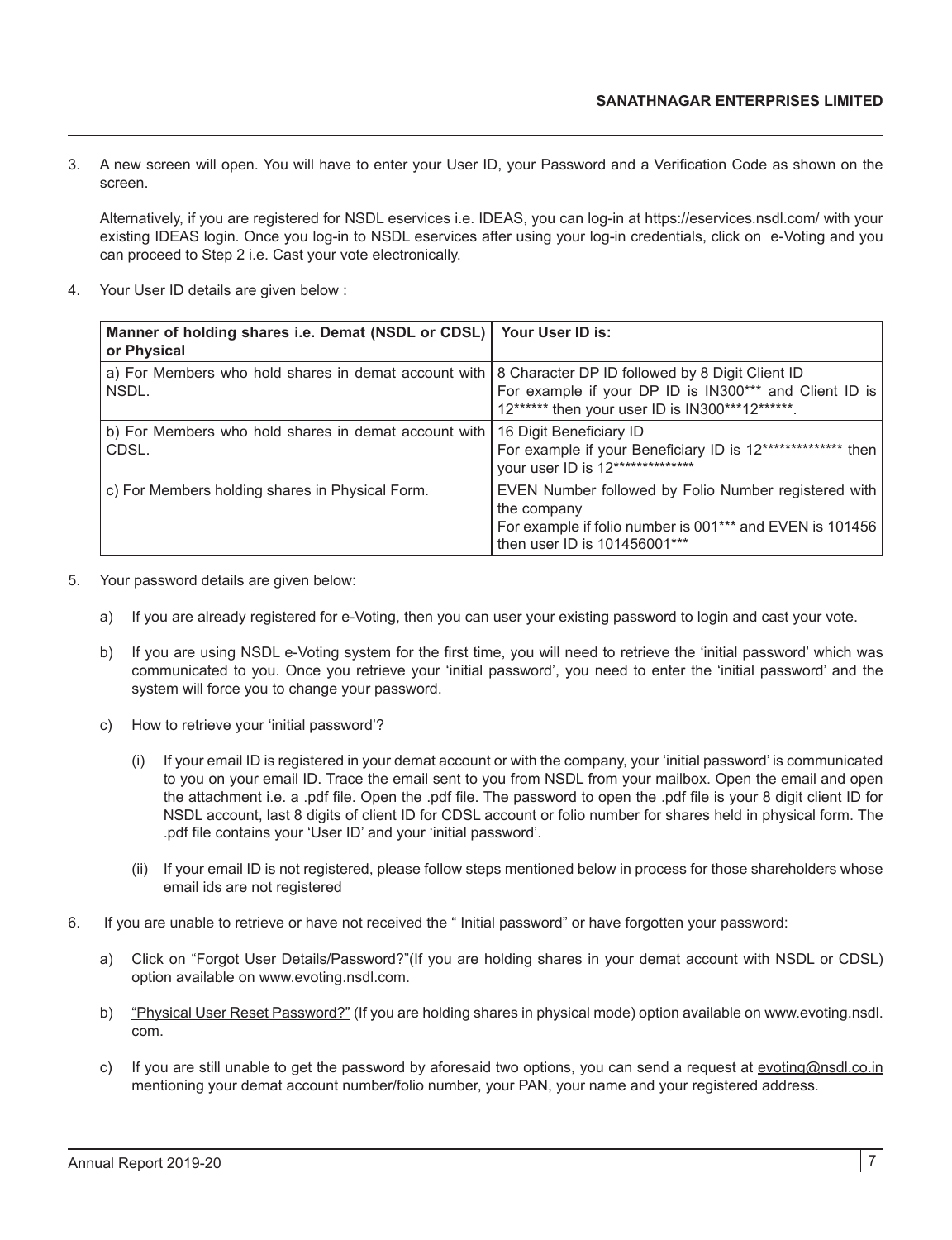3. A new screen will open. You will have to enter your User ID, your Password and a Verification Code as shown on the screen.

   Alternatively, if you are registered for NSDL eservices i.e. IDEAS, you can log-in at https://eservices.nsdl.com/ with your existing IDEAS login. Once you log-in to NSDL eservices after using your log-in credentials, click on e-Voting and you can proceed to Step 2 i.e. Cast your vote electronically.

4. Your User ID details are given below :

| Manner of holding shares i.e. Demat (NSDL or CDSL) or Physical | Your User ID is: |
|---|---|
| a) For Members who hold shares in demat account with NSDL. | 8 Character DP ID followed by 8 Digit Client ID<br>For example if your DP ID is IN300*** and Client ID is 12****** then your user ID is IN300***12******. |
| b) For Members who hold shares in demat account with CDSL. | 16 Digit Beneficiary ID<br>For example if your Beneficiary ID is 12************** then your user ID is 12************** |
| c) For Members holding shares in Physical Form. | EVEN Number followed by Folio Number registered with the company<br>For example if folio number is 001*** and EVEN is 101456 then user ID is 101456001*** |

5. Your password details are given below:

   a) If you are already registered for e-Voting, then you can user your existing password to login and cast your vote.

   b) If you are using NSDL e-Voting system for the first time, you will need to retrieve the 'initial password' which was communicated to you. Once you retrieve your 'initial password', you need to enter the 'initial password' and the system will force you to change your password.

   c) How to retrieve your 'initial password'?

      (i) If your email ID is registered in your demat account or with the company, your 'initial password' is communicated to you on your email ID. Trace the email sent to you from NSDL from your mailbox. Open the email and open the attachment i.e. a .pdf file. Open the .pdf file. The password to open the .pdf file is your 8 digit client ID for NSDL account, last 8 digits of client ID for CDSL account or folio number for shares held in physical form. The .pdf file contains your 'User ID' and your 'initial password'.

      (ii) If your email ID is not registered, please follow steps mentioned below in process for those shareholders whose email ids are not registered

6. If you are unable to retrieve or have not received the " Initial password" or have forgotten your password:

   a) Click on "Forgot User Details/Password?"(If you are holding shares in your demat account with NSDL or CDSL) option available on www.evoting.nsdl.com.

   b) "Physical User Reset Password?" (If you are holding shares in physical mode) option available on www.evoting.nsdl.com.

   c) If you are still unable to get the password by aforesaid two options, you can send a request at evoting@nsdl.co.in mentioning your demat account number/folio number, your PAN, your name and your registered address.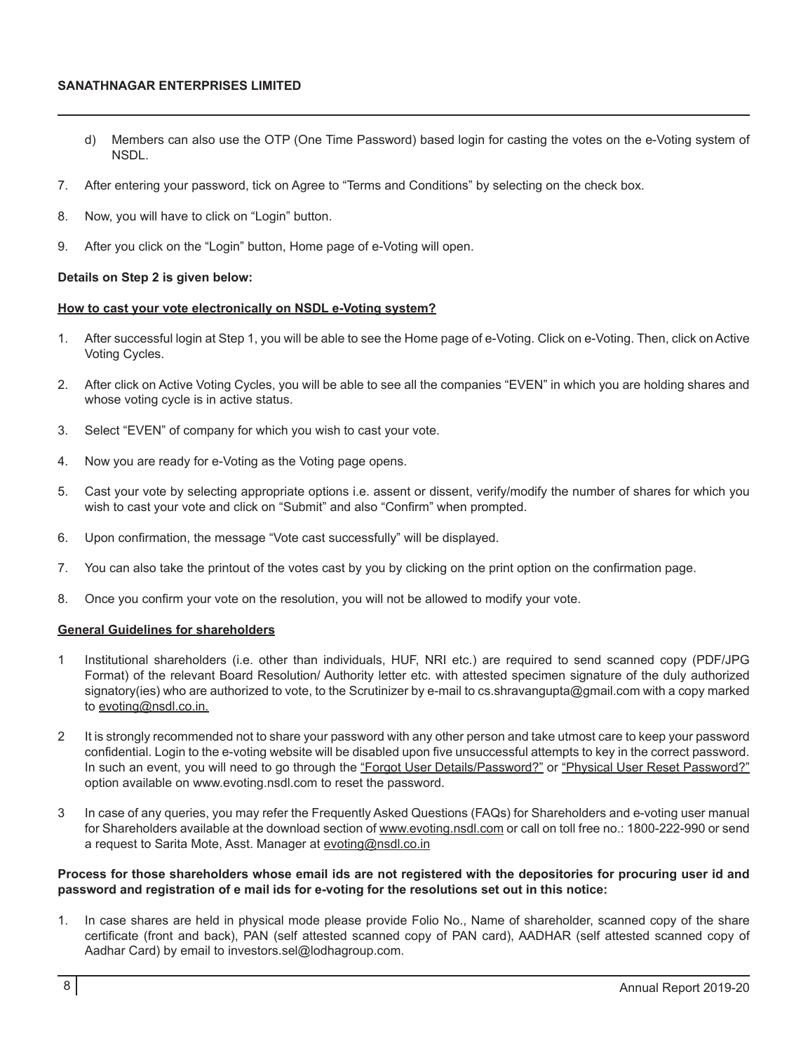d) Members can also use the OTP (One Time Password) based login for casting the votes on the e-Voting system of NSDL.

7. After entering your password, tick on Agree to "Terms and Conditions" by selecting on the check box.

8. Now, you will have to click on "Login" button.

9. After you click on the "Login" button, Home page of e-Voting will open.

**Details on Step 2 is given below:**

**How to cast your vote electronically on NSDL e-Voting system?**

1. After successful login at Step 1, you will be able to see the Home page of e-Voting. Click on e-Voting. Then, click on Active Voting Cycles.

2. After click on Active Voting Cycles, you will be able to see all the companies "EVEN" in which you are holding shares and whose voting cycle is in active status.

3. Select "EVEN" of company for which you wish to cast your vote.

4. Now you are ready for e-Voting as the Voting page opens.

5. Cast your vote by selecting appropriate options i.e. assent or dissent, verify/modify the number of shares for which you wish to cast your vote and click on "Submit" and also "Confirm" when prompted.

6. Upon confirmation, the message "Vote cast successfully" will be displayed.

7. You can also take the printout of the votes cast by you by clicking on the print option on the confirmation page.

8. Once you confirm your vote on the resolution, you will not be allowed to modify your vote.

**General Guidelines for shareholders**

1 Institutional shareholders (i.e. other than individuals, HUF, NRI etc.) are required to send scanned copy (PDF/JPG Format) of the relevant Board Resolution/ Authority letter etc. with attested specimen signature of the duly authorized signatory(ies) who are authorized to vote, to the Scrutinizer by e-mail to cs.shravangupta@gmail.com with a copy marked to evoting@nsdl.co.in.

2 It is strongly recommended not to share your password with any other person and take utmost care to keep your password confidential. Login to the e-voting website will be disabled upon five unsuccessful attempts to key in the correct password. In such an event, you will need to go through the "Forgot User Details/Password?" or "Physical User Reset Password?" option available on www.evoting.nsdl.com to reset the password.

3 In case of any queries, you may refer the Frequently Asked Questions (FAQs) for Shareholders and e-voting user manual for Shareholders available at the download section of www.evoting.nsdl.com or call on toll free no.: 1800-222-990 or send a request to Sarita Mote, Asst. Manager at evoting@nsdl.co.in

**Process for those shareholders whose email ids are not registered with the depositories for procuring user id and password and registration of e mail ids for e-voting for the resolutions set out in this notice:**

1. In case shares are held in physical mode please provide Folio No., Name of shareholder, scanned copy of the share certificate (front and back), PAN (self attested scanned copy of PAN card), AADHAR (self attested scanned copy of Aadhar Card) by email to investors.sel@lodhagroup.com.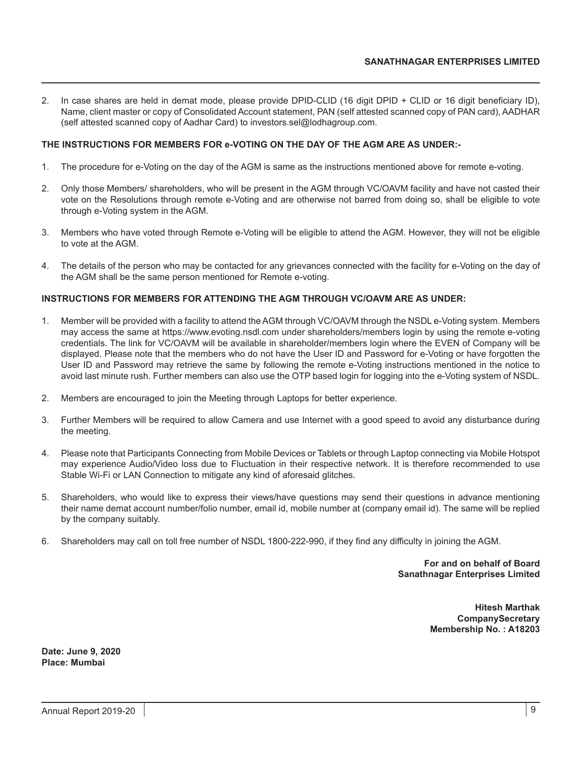2. In case shares are held in demat mode, please provide DPID-CLID (16 digit DPID + CLID or 16 digit beneficiary ID), Name, client master or copy of Consolidated Account statement, PAN (self attested scanned copy of PAN card), AADHAR (self attested scanned copy of Aadhar Card) to investors.sel@lodhagroup.com.

**THE INSTRUCTIONS FOR MEMBERS FOR e-VOTING ON THE DAY OF THE AGM ARE AS UNDER:-**

1. The procedure for e-Voting on the day of the AGM is same as the instructions mentioned above for remote e-voting.

2. Only those Members/ shareholders, who will be present in the AGM through VC/OAVM facility and have not casted their vote on the Resolutions through remote e-Voting and are otherwise not barred from doing so, shall be eligible to vote through e-Voting system in the AGM.

3. Members who have voted through Remote e-Voting will be eligible to attend the AGM. However, they will not be eligible to vote at the AGM.

4. The details of the person who may be contacted for any grievances connected with the facility for e-Voting on the day of the AGM shall be the same person mentioned for Remote e-voting.

**INSTRUCTIONS FOR MEMBERS FOR ATTENDING THE AGM THROUGH VC/OAVM ARE AS UNDER:**

1. Member will be provided with a facility to attend the AGM through VC/OAVM through the NSDL e-Voting system. Members may access the same at https://www.evoting.nsdl.com under shareholders/members login by using the remote e-voting credentials. The link for VC/OAVM will be available in shareholder/members login where the EVEN of Company will be displayed. Please note that the members who do not have the User ID and Password for e-Voting or have forgotten the User ID and Password may retrieve the same by following the remote e-Voting instructions mentioned in the notice to avoid last minute rush. Further members can also use the OTP based login for logging into the e-Voting system of NSDL.

2. Members are encouraged to join the Meeting through Laptops for better experience.

3. Further Members will be required to allow Camera and use Internet with a good speed to avoid any disturbance during the meeting.

4. Please note that Participants Connecting from Mobile Devices or Tablets or through Laptop connecting via Mobile Hotspot may experience Audio/Video loss due to Fluctuation in their respective network. It is therefore recommended to use Stable Wi-Fi or LAN Connection to mitigate any kind of aforesaid glitches.

5. Shareholders, who would like to express their views/have questions may send their questions in advance mentioning their name demat account number/folio number, email id, mobile number at (company email id). The same will be replied by the company suitably.

6. Shareholders may call on toll free number of NSDL 1800-222-990, if they find any difficulty in joining the AGM.

**For and on behalf of Board**
**Sanathnagar Enterprises Limited**

**Hitesh Marthak**
**CompanySecretary**
**Membership No. : A18203**

**Date: June 9, 2020**
**Place: Mumbai**